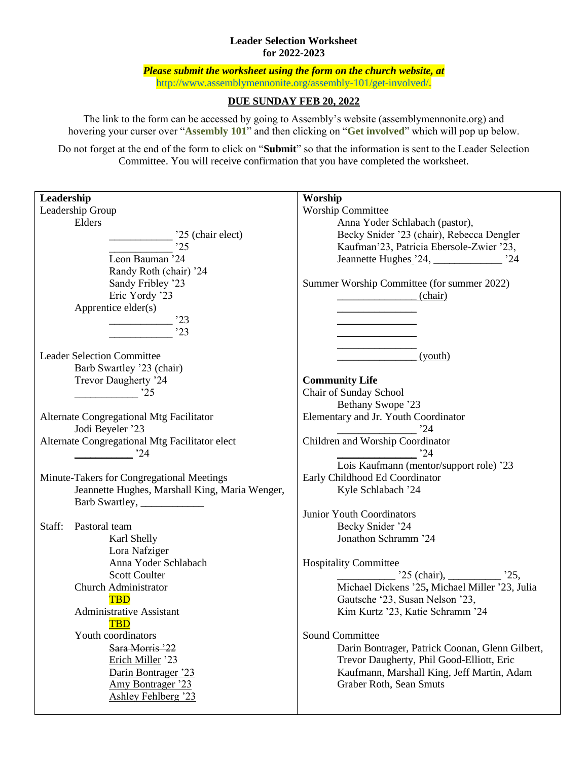**Leader Selection Worksheet**
**for 2022-2023**

***Please submit the worksheet using the form on the church website, at*** http://www.assemblymennonite.org/assembly-101/get-involved/.

**DUE SUNDAY FEB 20, 2022**

The link to the form can be accessed by going to Assembly's website (assemblymennonite.org) and hovering your curser over "**Assembly 101**" and then clicking on "**Get involved**" which will pop up below.

Do not forget at the end of the form to click on "**Submit**" so that the information is sent to the Leader Selection Committee. You will receive confirmation that you have completed the worksheet.

**Leadership**

Leadership Group

Elders

- ____________ '25 (chair elect)
- ____________ '25
- Leon Bauman '24
- Randy Roth (chair) '24
- Sandy Fribley '23
- Eric Yordy '23

Apprentice elder(s)

- ____________ '23
- ____________ '23

Leader Selection Committee

- Barb Swartley '23 (chair)
- Trevor Daugherty '24
- ____________ '25

Alternate Congregational Mtg Facilitator

- Jodi Beyeler '23

Alternate Congregational Mtg Facilitator elect

- ___________ '24

Minute-Takers for Congregational Meetings

- Jeannette Hughes, Marshall King, Maria Wenger, Barb Swartley, ____________

Staff: Pastoral team

- Karl Shelly
- Lora Nafziger
- Anna Yoder Schlabach
- Scott Coulter

Church Administrator

- TBD

Administrative Assistant

- TBD

Youth coordinators

- ~~Sara Morris '22~~
- Erich Miller '23
- Darin Bontrager '23
- Amy Bontrager '23
- Ashley Fehlberg '23

**Worship**

Worship Committee

- Anna Yoder Schlabach (pastor), Becky Snider '23 (chair), Rebecca Dengler Kaufman'23, Patricia Ebersole-Zwier '23, Jeannette Hughes '24, _____________ '24

Summer Worship Committee (for summer 2022)

- _______________ (chair)
- _______________
- _______________
- _______________
- _______________
- _______________ (youth)

**Community Life**

Chair of Sunday School

- Bethany Swope '23

Elementary and Jr. Youth Coordinator

- _______________ '24

Children and Worship Coordinator

- _______________ '24
- Lois Kaufmann (mentor/support role) '23

Early Childhood Ed Coordinator

- Kyle Schlabach '24

Junior Youth Coordinators

- Becky Snider '24
- Jonathon Schramm '24

Hospitality Committee

- ___________ '25 (chair), __________ '25, Michael Dickens '25, Michael Miller '23, Julia Gautsche '23, Susan Nelson '23, Kim Kurtz '23, Katie Schramm '24

Sound Committee

- Darin Bontrager, Patrick Coonan, Glenn Gilbert, Trevor Daugherty, Phil Good-Elliott, Eric Kaufmann, Marshall King, Jeff Martin, Adam Graber Roth, Sean Smuts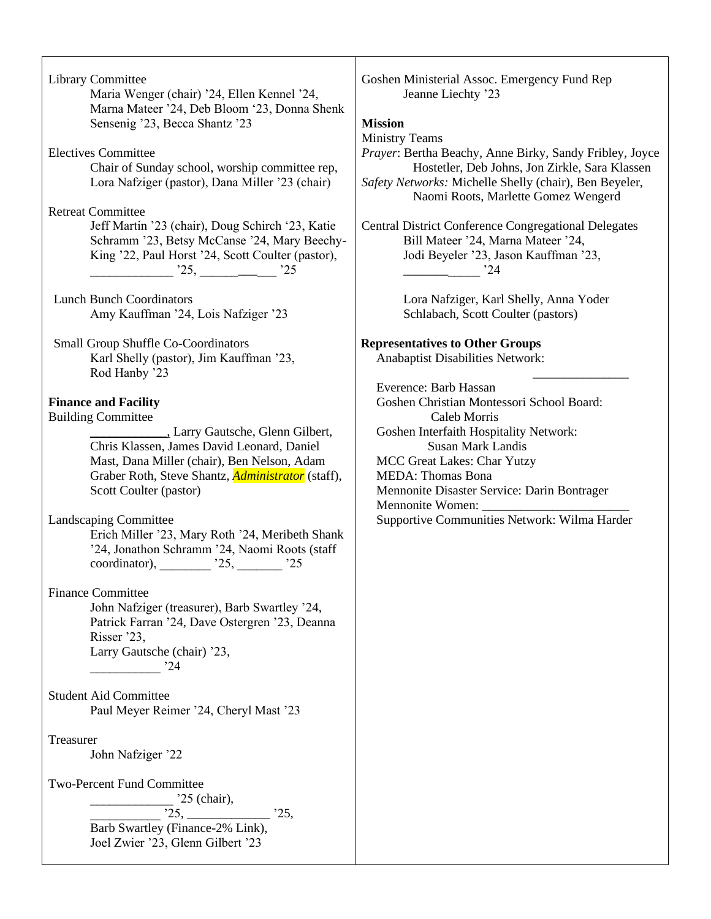Library Committee

Maria Wenger (chair) '24, Ellen Kennel '24, Marna Mateer '24, Deb Bloom '23, Donna Shenk Sensenig '23, Becca Shantz '23

Electives Committee

Chair of Sunday school, worship committee rep, Lora Nafziger (pastor), Dana Miller '23 (chair)

Retreat Committee

Jeff Martin '23 (chair), Doug Schirch '23, Katie Schramm '23, Betsy McCanse '24, Mary Beechy-King '22, Paul Horst '24, Scott Coulter (pastor), _____________ '25, _____________ '25

Lunch Bunch Coordinators

Amy Kauffman '24, Lois Nafziger '23

Small Group Shuffle Co-Coordinators

Karl Shelly (pastor), Jim Kauffman '23, Rod Hanby '23

**Finance and Facility**

Building Committee

____________, Larry Gautsche, Glenn Gilbert, Chris Klassen, James David Leonard, Daniel Mast, Dana Miller (chair), Ben Nelson, Adam Graber Roth, Steve Shantz, *Administrator* (staff), Scott Coulter (pastor)

Landscaping Committee

Erich Miller '23, Mary Roth '24, Meribeth Shank '24, Jonathon Schramm '24, Naomi Roots (staff coordinator), ________ '25, _______ '25

Finance Committee

John Nafziger (treasurer), Barb Swartley '24, Patrick Farran '24, Dave Ostergren '23, Deanna Risser '23,
Larry Gautsche (chair) '23,
___________ '24

Student Aid Committee

Paul Meyer Reimer '24, Cheryl Mast '23

Treasurer

John Nafziger '22

Two-Percent Fund Committee

_____________ '25 (chair),
___________ '25, _____________ '25,
Barb Swartley (Finance-2% Link),
Joel Zwier '23, Glenn Gilbert '23

Goshen Ministerial Assoc. Emergency Fund Rep

Jeanne Liechty '23

**Mission**

Ministry Teams

*Prayer*: Bertha Beachy, Anne Birky, Sandy Fribley, Joyce Hostetler, Deb Johns, Jon Zirkle, Sara Klassen

*Safety Networks:* Michelle Shelly (chair), Ben Beyeler, Naomi Roots, Marlette Gomez Wengerd

Central District Conference Congregational Delegates

Bill Mateer '24, Marna Mateer '24,
Jodi Beyeler '23, Jason Kauffman '23,
____________ '24

Lora Nafziger, Karl Shelly, Anna Yoder Schlabach, Scott Coulter (pastors)

**Representatives to Other Groups**

Anabaptist Disabilities Network: _______________

Everence: Barb Hassan

Goshen Christian Montessori School Board: Caleb Morris

Goshen Interfaith Hospitality Network: Susan Mark Landis

MCC Great Lakes: Char Yutzy

MEDA: Thomas Bona

Mennonite Disaster Service: Darin Bontrager

Mennonite Women: _______________________

Supportive Communities Network: Wilma Harder